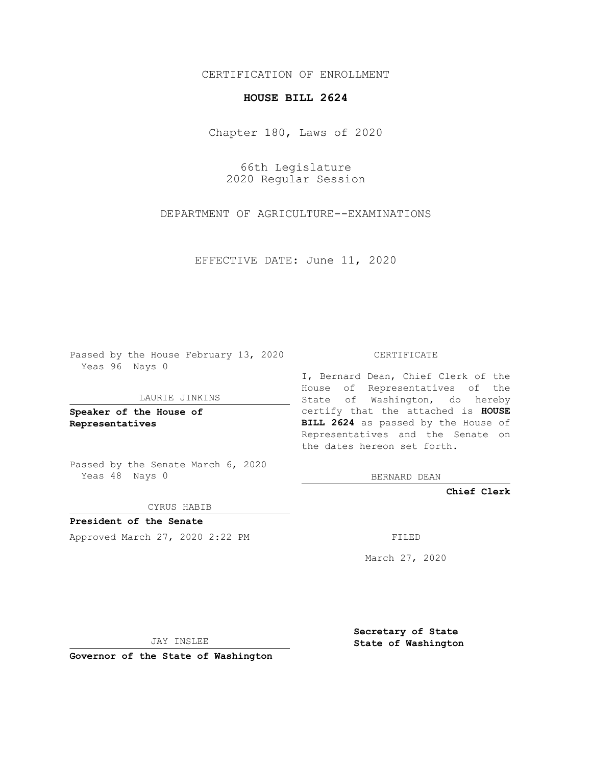CERTIFICATION OF ENROLLMENT

**HOUSE BILL 2624**

Chapter 180, Laws of 2020

66th Legislature
2020 Regular Session

DEPARTMENT OF AGRICULTURE--EXAMINATIONS

EFFECTIVE DATE: June 11, 2020

Passed by the House February 13, 2020
Yeas 96 Nays 0

LAURIE JINKINS

**Speaker of the House of Representatives**

Passed by the Senate March 6, 2020
Yeas 48 Nays 0

CYRUS HABIB

**President of the Senate**

Approved March 27, 2020 2:22 PM

JAY INSLEE

**Governor of the State of Washington**

CERTIFICATE

I, Bernard Dean, Chief Clerk of the House of Representatives of the State of Washington, do hereby certify that the attached is **HOUSE BILL 2624** as passed by the House of Representatives and the Senate on the dates hereon set forth.

BERNARD DEAN

**Chief Clerk**

FILED

March 27, 2020

**Secretary of State**
**State of Washington**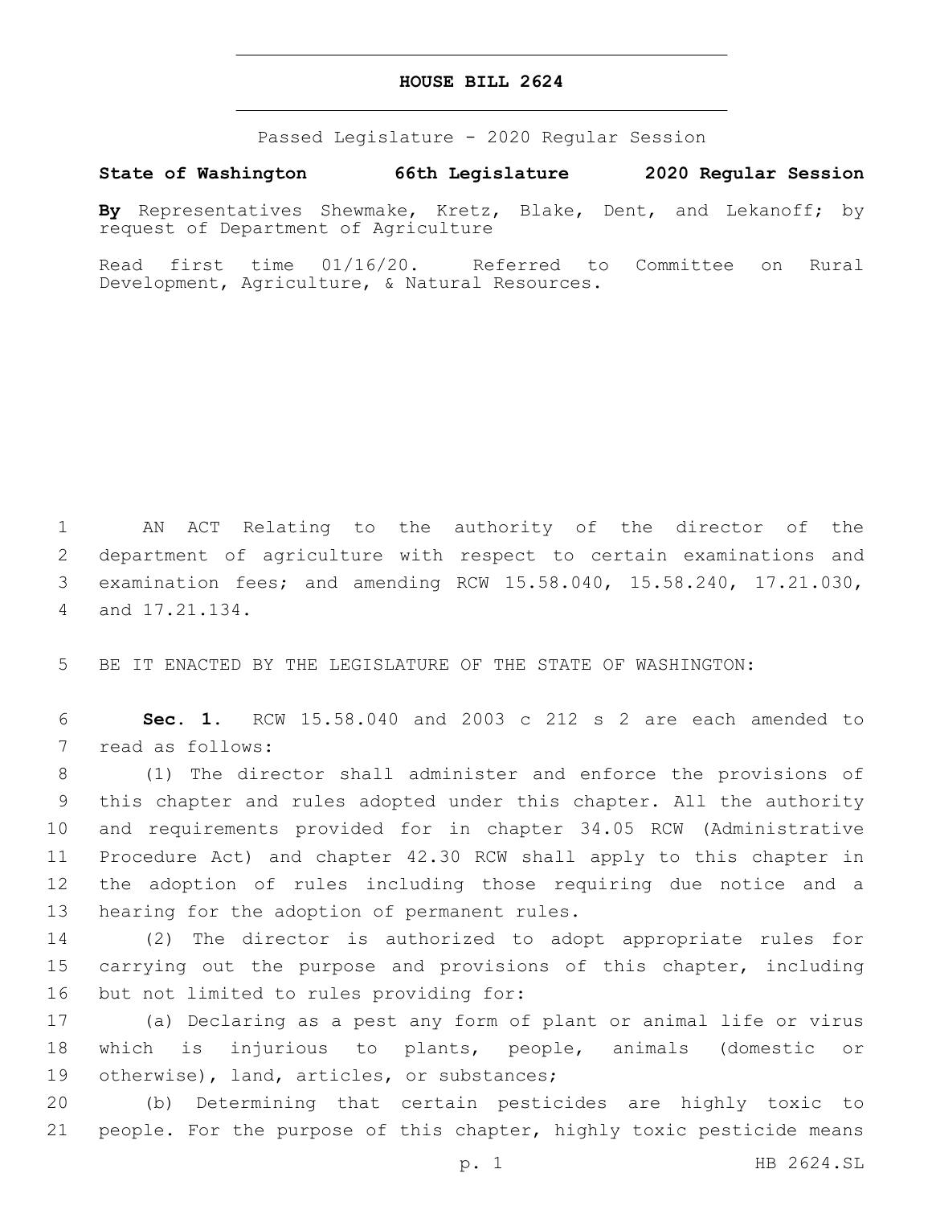# HOUSE BILL 2624

Passed Legislature - 2020 Regular Session

**State of Washington 66th Legislature 2020 Regular Session**

**By** Representatives Shewmake, Kretz, Blake, Dent, and Lekanoff; by request of Department of Agriculture

Read first time 01/16/20. Referred to Committee on Rural Development, Agriculture, & Natural Resources.

AN ACT Relating to the authority of the director of the department of agriculture with respect to certain examinations and examination fees; and amending RCW 15.58.040, 15.58.240, 17.21.030, and 17.21.134.

BE IT ENACTED BY THE LEGISLATURE OF THE STATE OF WASHINGTON:

**Sec. 1.** RCW 15.58.040 and 2003 c 212 s 2 are each amended to read as follows:

(1) The director shall administer and enforce the provisions of this chapter and rules adopted under this chapter. All the authority and requirements provided for in chapter 34.05 RCW (Administrative Procedure Act) and chapter 42.30 RCW shall apply to this chapter in the adoption of rules including those requiring due notice and a hearing for the adoption of permanent rules.

(2) The director is authorized to adopt appropriate rules for carrying out the purpose and provisions of this chapter, including but not limited to rules providing for:

(a) Declaring as a pest any form of plant or animal life or virus which is injurious to plants, people, animals (domestic or otherwise), land, articles, or substances;

(b) Determining that certain pesticides are highly toxic to people. For the purpose of this chapter, highly toxic pesticide means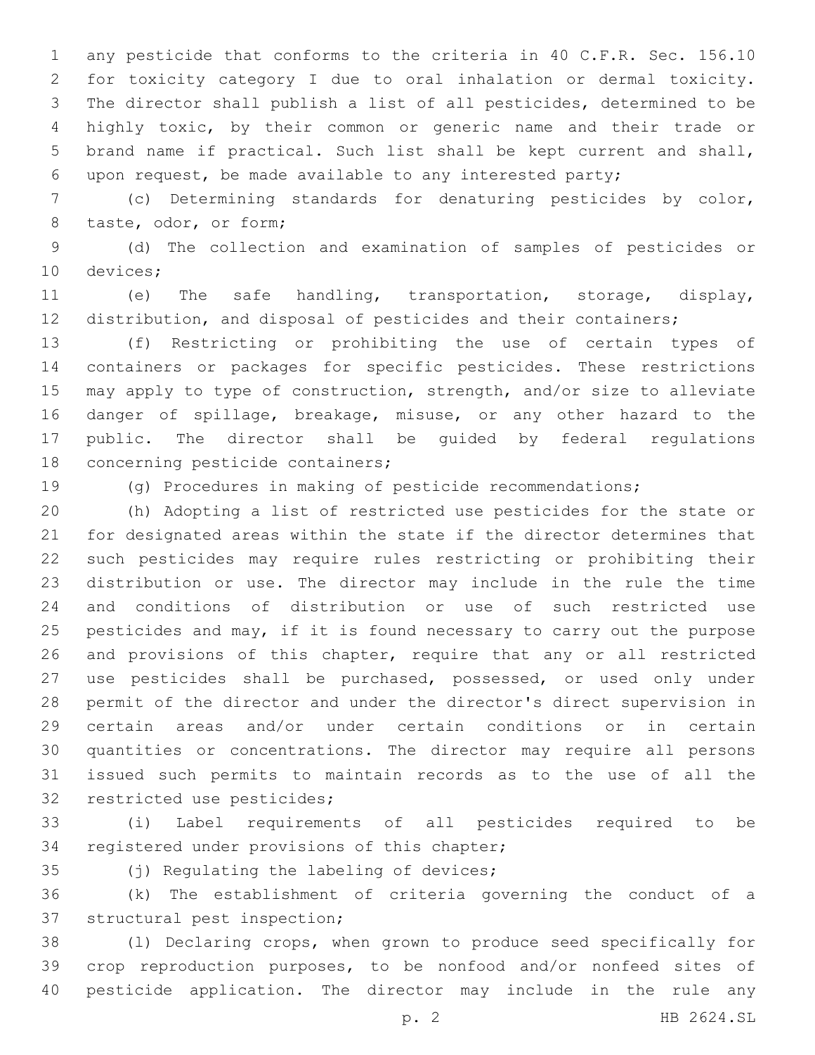any pesticide that conforms to the criteria in 40 C.F.R. Sec. 156.10 for toxicity category I due to oral inhalation or dermal toxicity. The director shall publish a list of all pesticides, determined to be highly toxic, by their common or generic name and their trade or brand name if practical. Such list shall be kept current and shall, upon request, be made available to any interested party;

(c) Determining standards for denaturing pesticides by color, taste, odor, or form;

(d) The collection and examination of samples of pesticides or devices;

(e) The safe handling, transportation, storage, display, distribution, and disposal of pesticides and their containers;

(f) Restricting or prohibiting the use of certain types of containers or packages for specific pesticides. These restrictions may apply to type of construction, strength, and/or size to alleviate danger of spillage, breakage, misuse, or any other hazard to the public. The director shall be guided by federal regulations concerning pesticide containers;

(g) Procedures in making of pesticide recommendations;

(h) Adopting a list of restricted use pesticides for the state or for designated areas within the state if the director determines that such pesticides may require rules restricting or prohibiting their distribution or use. The director may include in the rule the time and conditions of distribution or use of such restricted use pesticides and may, if it is found necessary to carry out the purpose and provisions of this chapter, require that any or all restricted use pesticides shall be purchased, possessed, or used only under permit of the director and under the director's direct supervision in certain areas and/or under certain conditions or in certain quantities or concentrations. The director may require all persons issued such permits to maintain records as to the use of all the restricted use pesticides;

(i) Label requirements of all pesticides required to be registered under provisions of this chapter;

(j) Regulating the labeling of devices;

(k) The establishment of criteria governing the conduct of a structural pest inspection;

(l) Declaring crops, when grown to produce seed specifically for crop reproduction purposes, to be nonfood and/or nonfeed sites of pesticide application. The director may include in the rule any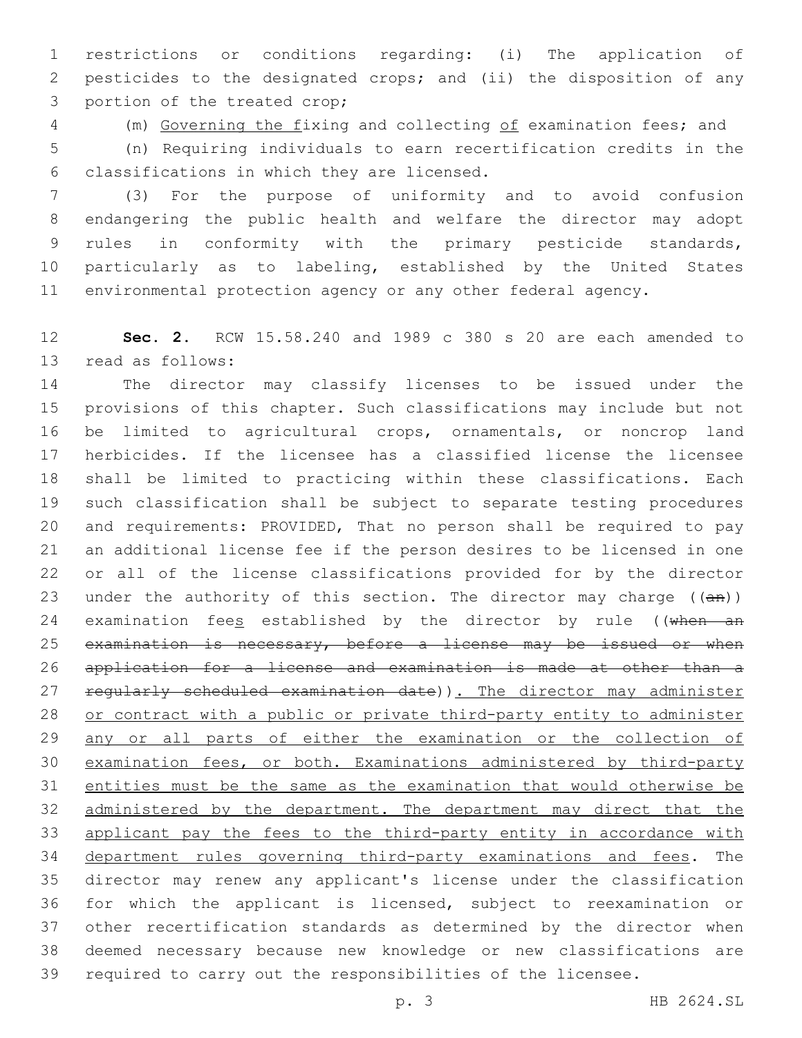restrictions or conditions regarding: (i) The application of pesticides to the designated crops; and (ii) the disposition of any portion of the treated crop;

(m) Governing the fixing and collecting of examination fees; and

(n) Requiring individuals to earn recertification credits in the classifications in which they are licensed.

(3) For the purpose of uniformity and to avoid confusion endangering the public health and welfare the director may adopt rules in conformity with the primary pesticide standards, particularly as to labeling, established by the United States environmental protection agency or any other federal agency.

**Sec. 2.** RCW 15.58.240 and 1989 c 380 s 20 are each amended to read as follows:

The director may classify licenses to be issued under the provisions of this chapter. Such classifications may include but not be limited to agricultural crops, ornamentals, or noncrop land herbicides. If the licensee has a classified license the licensee shall be limited to practicing within these classifications. Each such classification shall be subject to separate testing procedures and requirements: PROVIDED, That no person shall be required to pay an additional license fee if the person desires to be licensed in one or all of the license classifications provided for by the director under the authority of this section. The director may charge ((an)) examination fees established by the director by rule ((when an examination is necessary, before a license may be issued or when application for a license and examination is made at other than a regularly scheduled examination date)). The director may administer or contract with a public or private third-party entity to administer any or all parts of either the examination or the collection of examination fees, or both. Examinations administered by third-party entities must be the same as the examination that would otherwise be administered by the department. The department may direct that the applicant pay the fees to the third-party entity in accordance with department rules governing third-party examinations and fees. The director may renew any applicant's license under the classification for which the applicant is licensed, subject to reexamination or other recertification standards as determined by the director when deemed necessary because new knowledge or new classifications are required to carry out the responsibilities of the licensee.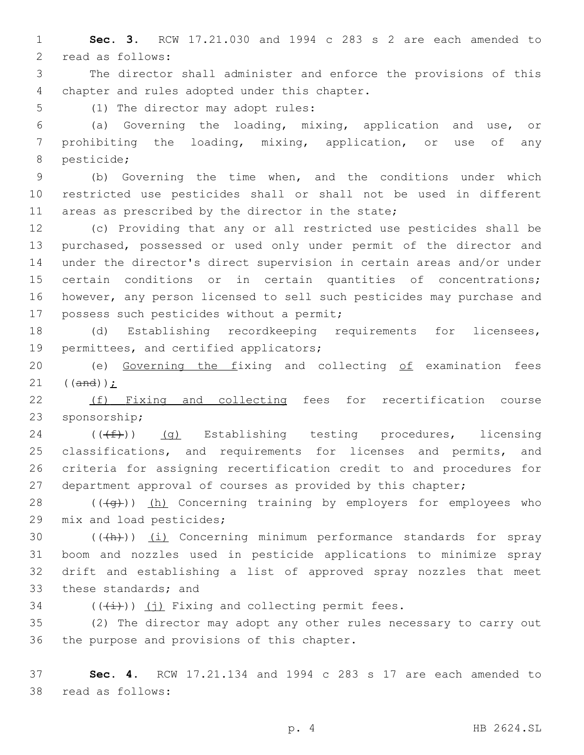**Sec. 3.** RCW 17.21.030 and 1994 c 283 s 2 are each amended to read as follows:

The director shall administer and enforce the provisions of this chapter and rules adopted under this chapter.

(1) The director may adopt rules:

(a) Governing the loading, mixing, application and use, or prohibiting the loading, mixing, application, or use of any pesticide;

(b) Governing the time when, and the conditions under which restricted use pesticides shall or shall not be used in different areas as prescribed by the director in the state;

(c) Providing that any or all restricted use pesticides shall be purchased, possessed or used only under permit of the director and under the director's direct supervision in certain areas and/or under certain conditions or in certain quantities of concentrations; however, any person licensed to sell such pesticides may purchase and possess such pesticides without a permit;

(d) Establishing recordkeeping requirements for licensees, permittees, and certified applicators;

(e) <u>Governing the f</u>ixing and collecting <u>of</u> examination fees ((~~and~~))<u>;</u>

<u>(f) Fixing and collecting</u> fees for recertification course sponsorship;

((~~(f)~~)) <u>(g)</u> Establishing testing procedures, licensing classifications, and requirements for licenses and permits, and criteria for assigning recertification credit to and procedures for department approval of courses as provided by this chapter;

((~~(g)~~)) <u>(h)</u> Concerning training by employers for employees who mix and load pesticides;

((~~(h)~~)) <u>(i)</u> Concerning minimum performance standards for spray boom and nozzles used in pesticide applications to minimize spray drift and establishing a list of approved spray nozzles that meet these standards; and

((~~(i)~~)) <u>(j)</u> Fixing and collecting permit fees.

(2) The director may adopt any other rules necessary to carry out the purpose and provisions of this chapter.

**Sec. 4.** RCW 17.21.134 and 1994 c 283 s 17 are each amended to read as follows: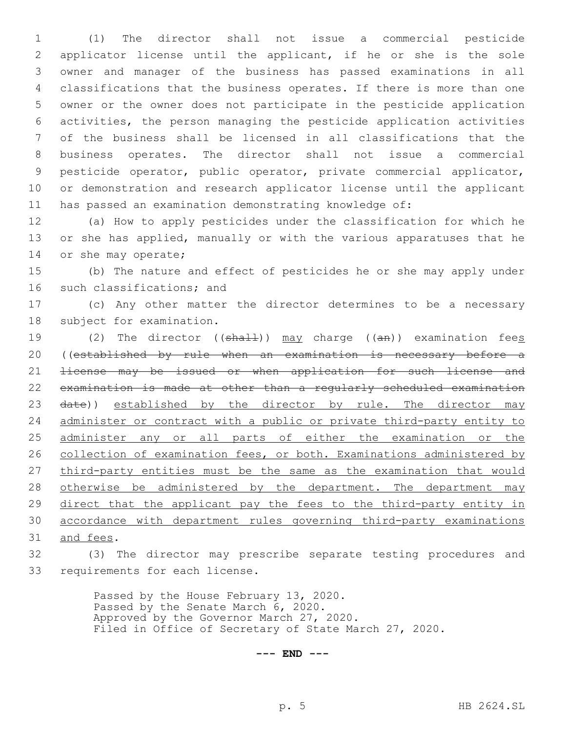(1) The director shall not issue a commercial pesticide applicator license until the applicant, if he or she is the sole owner and manager of the business has passed examinations in all classifications that the business operates. If there is more than one owner or the owner does not participate in the pesticide application activities, the person managing the pesticide application activities of the business shall be licensed in all classifications that the business operates. The director shall not issue a commercial pesticide operator, public operator, private commercial applicator, or demonstration and research applicator license until the applicant has passed an examination demonstrating knowledge of:

(a) How to apply pesticides under the classification for which he or she has applied, manually or with the various apparatuses that he or she may operate;

(b) The nature and effect of pesticides he or she may apply under such classifications; and

(c) Any other matter the director determines to be a necessary subject for examination.

(2) The director ((~~shall~~)) <u>may</u> charge ((~~an~~)) examination fee<u>s</u> ((~~established by rule when an examination is necessary before a license may be issued or when application for such license and examination is made at other than a regularly scheduled examination date~~)) <u>established by the director by rule. The director may administer or contract with a public or private third-party entity to administer any or all parts of either the examination or the collection of examination fees, or both. Examinations administered by third-party entities must be the same as the examination that would otherwise be administered by the department. The department may direct that the applicant pay the fees to the third-party entity in accordance with department rules governing third-party examinations and fees</u>.

(3) The director may prescribe separate testing procedures and requirements for each license.

Passed by the House February 13, 2020.
Passed by the Senate March 6, 2020.
Approved by the Governor March 27, 2020.
Filed in Office of Secretary of State March 27, 2020.

**--- END ---**